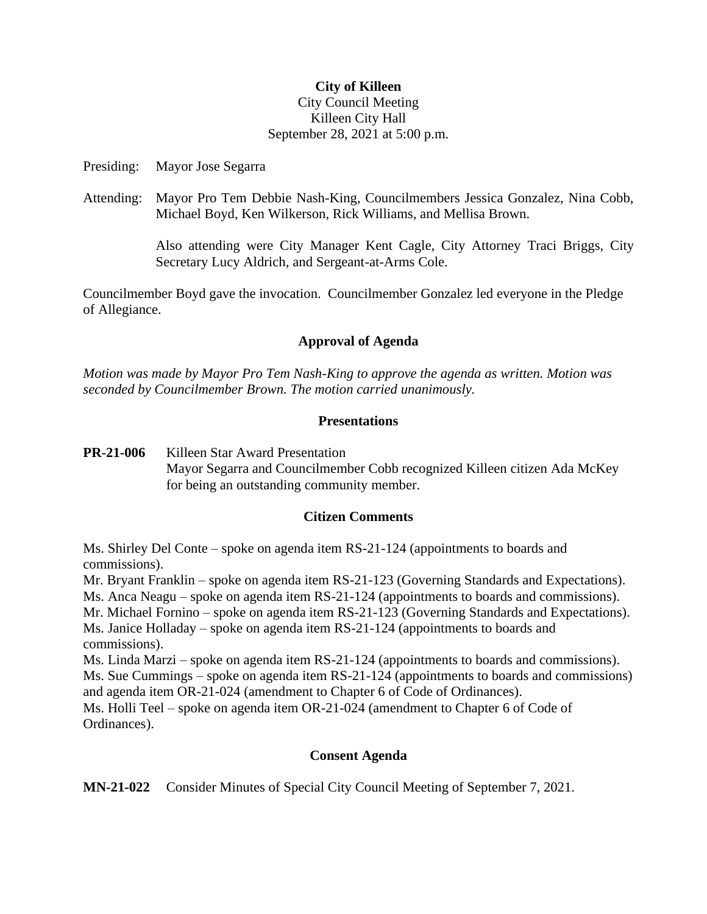**City of Killeen**
City Council Meeting
Killeen City Hall
September 28, 2021 at 5:00 p.m.

Presiding: Mayor Jose Segarra

Attending: Mayor Pro Tem Debbie Nash-King, Councilmembers Jessica Gonzalez, Nina Cobb, Michael Boyd, Ken Wilkerson, Rick Williams, and Mellisa Brown.

Also attending were City Manager Kent Cagle, City Attorney Traci Briggs, City Secretary Lucy Aldrich, and Sergeant-at-Arms Cole.

Councilmember Boyd gave the invocation. Councilmember Gonzalez led everyone in the Pledge of Allegiance.

## Approval of Agenda

*Motion was made by Mayor Pro Tem Nash-King to approve the agenda as written. Motion was seconded by Councilmember Brown. The motion carried unanimously.*

## Presentations

**PR-21-006** Killeen Star Award Presentation
Mayor Segarra and Councilmember Cobb recognized Killeen citizen Ada McKey for being an outstanding community member.

## Citizen Comments

Ms. Shirley Del Conte – spoke on agenda item RS-21-124 (appointments to boards and commissions).
Mr. Bryant Franklin – spoke on agenda item RS-21-123 (Governing Standards and Expectations).
Ms. Anca Neagu – spoke on agenda item RS-21-124 (appointments to boards and commissions).
Mr. Michael Fornino – spoke on agenda item RS-21-123 (Governing Standards and Expectations).
Ms. Janice Holladay – spoke on agenda item RS-21-124 (appointments to boards and commissions).
Ms. Linda Marzi – spoke on agenda item RS-21-124 (appointments to boards and commissions).
Ms. Sue Cummings – spoke on agenda item RS-21-124 (appointments to boards and commissions) and agenda item OR-21-024 (amendment to Chapter 6 of Code of Ordinances).
Ms. Holli Teel – spoke on agenda item OR-21-024 (amendment to Chapter 6 of Code of Ordinances).

## Consent Agenda

**MN-21-022** Consider Minutes of Special City Council Meeting of September 7, 2021.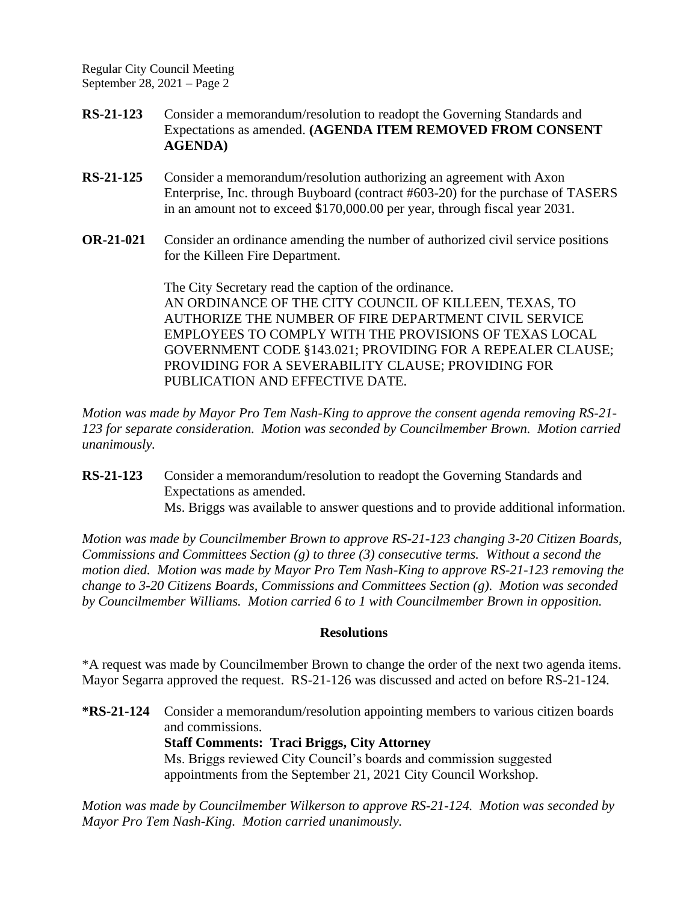**RS-21-123** Consider a memorandum/resolution to readopt the Governing Standards and Expectations as amended. **(AGENDA ITEM REMOVED FROM CONSENT AGENDA)**

**RS-21-125** Consider a memorandum/resolution authorizing an agreement with Axon Enterprise, Inc. through Buyboard (contract #603-20) for the purchase of TASERS in an amount not to exceed $170,000.00 per year, through fiscal year 2031.

**OR-21-021** Consider an ordinance amending the number of authorized civil service positions for the Killeen Fire Department.

The City Secretary read the caption of the ordinance.
AN ORDINANCE OF THE CITY COUNCIL OF KILLEEN, TEXAS, TO AUTHORIZE THE NUMBER OF FIRE DEPARTMENT CIVIL SERVICE EMPLOYEES TO COMPLY WITH THE PROVISIONS OF TEXAS LOCAL GOVERNMENT CODE §143.021; PROVIDING FOR A REPEALER CLAUSE; PROVIDING FOR A SEVERABILITY CLAUSE; PROVIDING FOR PUBLICATION AND EFFECTIVE DATE.

*Motion was made by Mayor Pro Tem Nash-King to approve the consent agenda removing RS-21-123 for separate consideration. Motion was seconded by Councilmember Brown. Motion carried unanimously.*

**RS-21-123** Consider a memorandum/resolution to readopt the Governing Standards and Expectations as amended.
Ms. Briggs was available to answer questions and to provide additional information.

*Motion was made by Councilmember Brown to approve RS-21-123 changing 3-20 Citizen Boards, Commissions and Committees Section (g) to three (3) consecutive terms. Without a second the motion died. Motion was made by Mayor Pro Tem Nash-King to approve RS-21-123 removing the change to 3-20 Citizens Boards, Commissions and Committees Section (g). Motion was seconded by Councilmember Williams. Motion carried 6 to 1 with Councilmember Brown in opposition.*

## Resolutions

*A request was made by Councilmember Brown to change the order of the next two agenda items. Mayor Segarra approved the request. RS-21-126 was discussed and acted on before RS-21-124.

**\*RS-21-124** Consider a memorandum/resolution appointing members to various citizen boards and commissions.
**Staff Comments: Traci Briggs, City Attorney**
Ms. Briggs reviewed City Council's boards and commission suggested appointments from the September 21, 2021 City Council Workshop.

*Motion was made by Councilmember Wilkerson to approve RS-21-124. Motion was seconded by Mayor Pro Tem Nash-King. Motion carried unanimously.*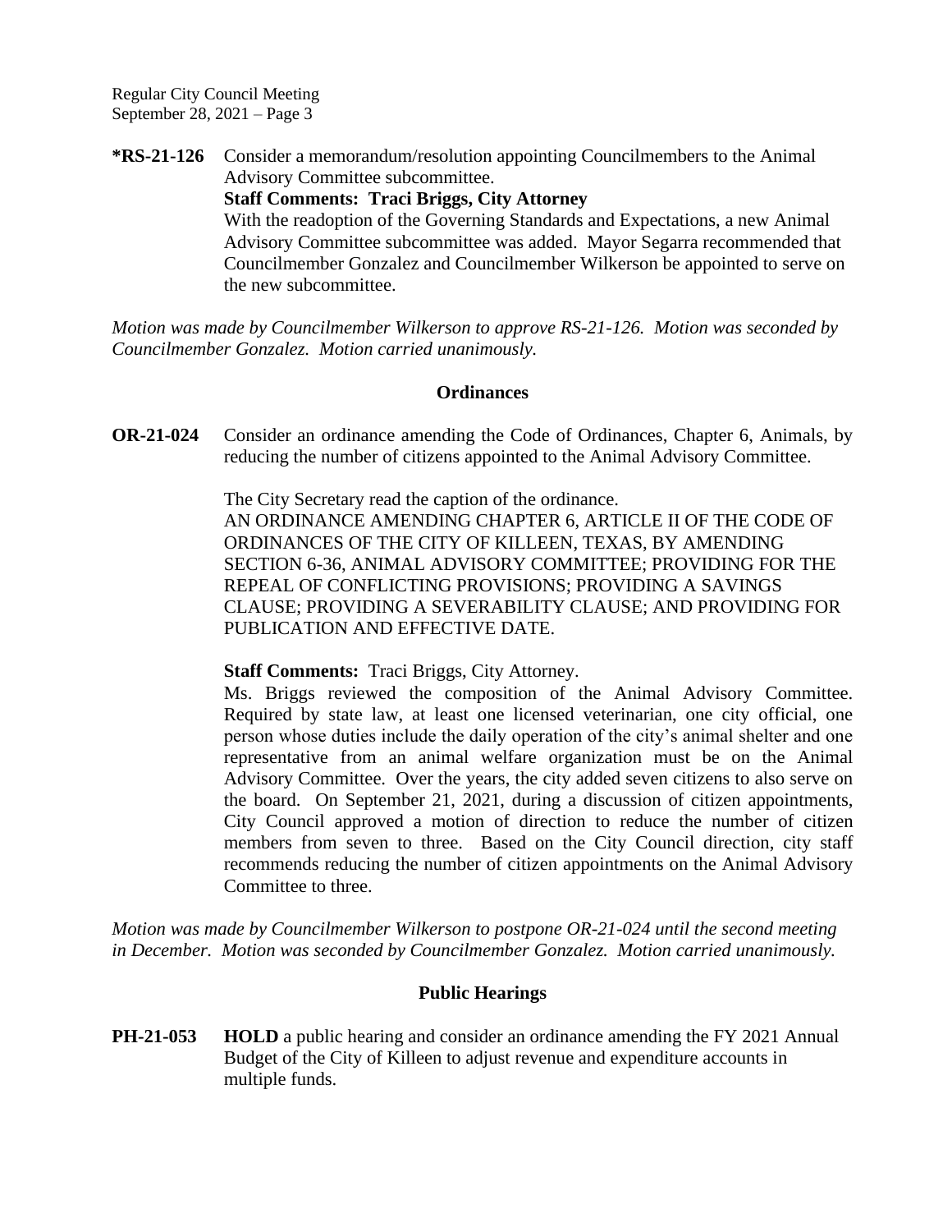**\*RS-21-126** Consider a memorandum/resolution appointing Councilmembers to the Animal Advisory Committee subcommittee.

**Staff Comments: Traci Briggs, City Attorney**

With the readoption of the Governing Standards and Expectations, a new Animal Advisory Committee subcommittee was added. Mayor Segarra recommended that Councilmember Gonzalez and Councilmember Wilkerson be appointed to serve on the new subcommittee.

*Motion was made by Councilmember Wilkerson to approve RS-21-126. Motion was seconded by Councilmember Gonzalez. Motion carried unanimously.*

## Ordinances

**OR-21-024** Consider an ordinance amending the Code of Ordinances, Chapter 6, Animals, by reducing the number of citizens appointed to the Animal Advisory Committee.

The City Secretary read the caption of the ordinance.

AN ORDINANCE AMENDING CHAPTER 6, ARTICLE II OF THE CODE OF ORDINANCES OF THE CITY OF KILLEEN, TEXAS, BY AMENDING SECTION 6-36, ANIMAL ADVISORY COMMITTEE; PROVIDING FOR THE REPEAL OF CONFLICTING PROVISIONS; PROVIDING A SAVINGS CLAUSE; PROVIDING A SEVERABILITY CLAUSE; AND PROVIDING FOR PUBLICATION AND EFFECTIVE DATE.

**Staff Comments:** Traci Briggs, City Attorney.

Ms. Briggs reviewed the composition of the Animal Advisory Committee. Required by state law, at least one licensed veterinarian, one city official, one person whose duties include the daily operation of the city's animal shelter and one representative from an animal welfare organization must be on the Animal Advisory Committee. Over the years, the city added seven citizens to also serve on the board. On September 21, 2021, during a discussion of citizen appointments, City Council approved a motion of direction to reduce the number of citizen members from seven to three. Based on the City Council direction, city staff recommends reducing the number of citizen appointments on the Animal Advisory Committee to three.

*Motion was made by Councilmember Wilkerson to postpone OR-21-024 until the second meeting in December. Motion was seconded by Councilmember Gonzalez. Motion carried unanimously.*

## Public Hearings

**PH-21-053** **HOLD** a public hearing and consider an ordinance amending the FY 2021 Annual Budget of the City of Killeen to adjust revenue and expenditure accounts in multiple funds.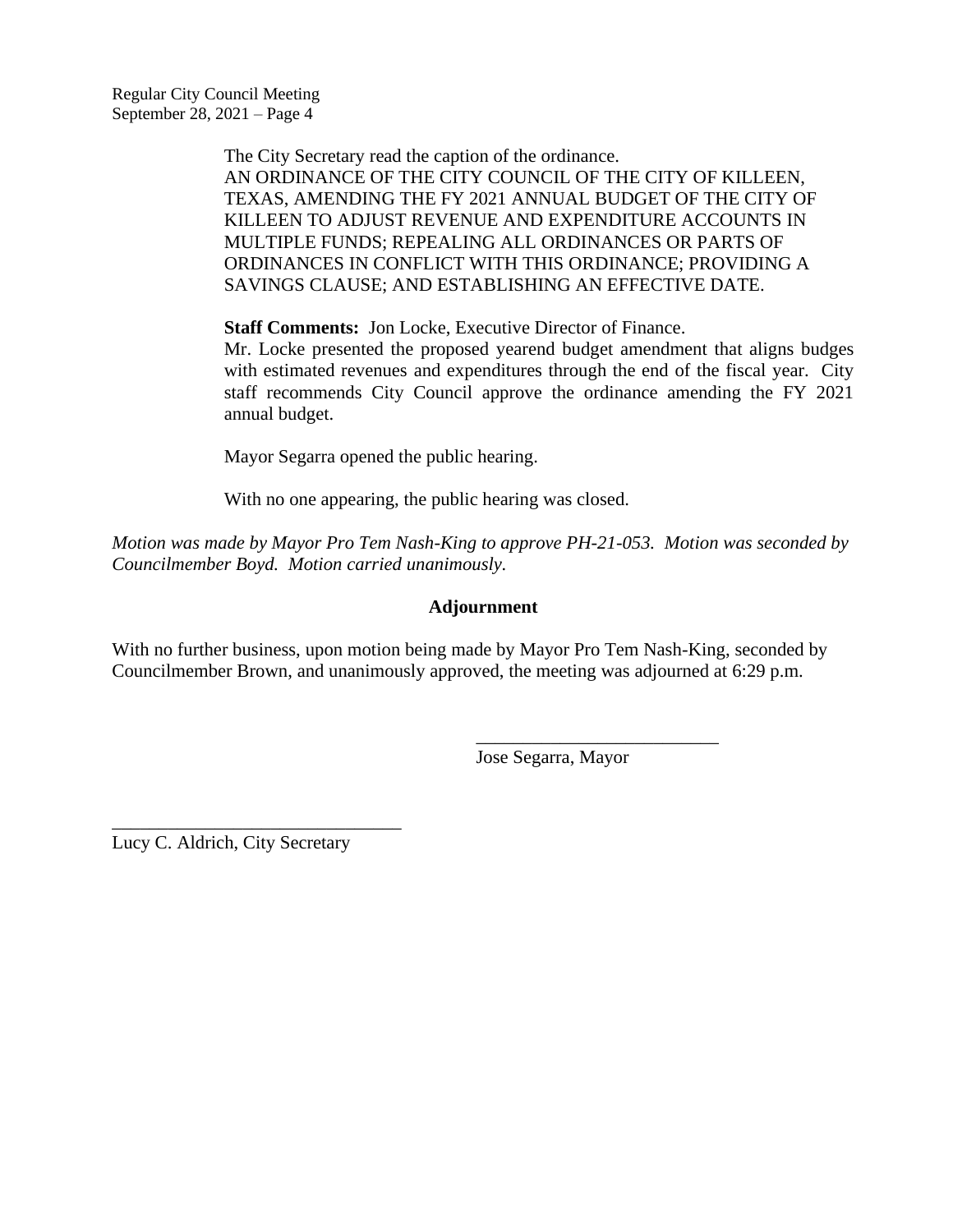The City Secretary read the caption of the ordinance.
AN ORDINANCE OF THE CITY COUNCIL OF THE CITY OF KILLEEN, TEXAS, AMENDING THE FY 2021 ANNUAL BUDGET OF THE CITY OF KILLEEN TO ADJUST REVENUE AND EXPENDITURE ACCOUNTS IN MULTIPLE FUNDS; REPEALING ALL ORDINANCES OR PARTS OF ORDINANCES IN CONFLICT WITH THIS ORDINANCE; PROVIDING A SAVINGS CLAUSE; AND ESTABLISHING AN EFFECTIVE DATE.

**Staff Comments:** Jon Locke, Executive Director of Finance.
Mr. Locke presented the proposed yearend budget amendment that aligns budges with estimated revenues and expenditures through the end of the fiscal year. City staff recommends City Council approve the ordinance amending the FY 2021 annual budget.

Mayor Segarra opened the public hearing.

With no one appearing, the public hearing was closed.

*Motion was made by Mayor Pro Tem Nash-King to approve PH-21-053. Motion was seconded by Councilmember Boyd. Motion carried unanimously.*

## Adjournment

With no further business, upon motion being made by Mayor Pro Tem Nash-King, seconded by Councilmember Brown, and unanimously approved, the meeting was adjourned at 6:29 p.m.

___________________________
Jose Segarra, Mayor

_______________________________
Lucy C. Aldrich, City Secretary